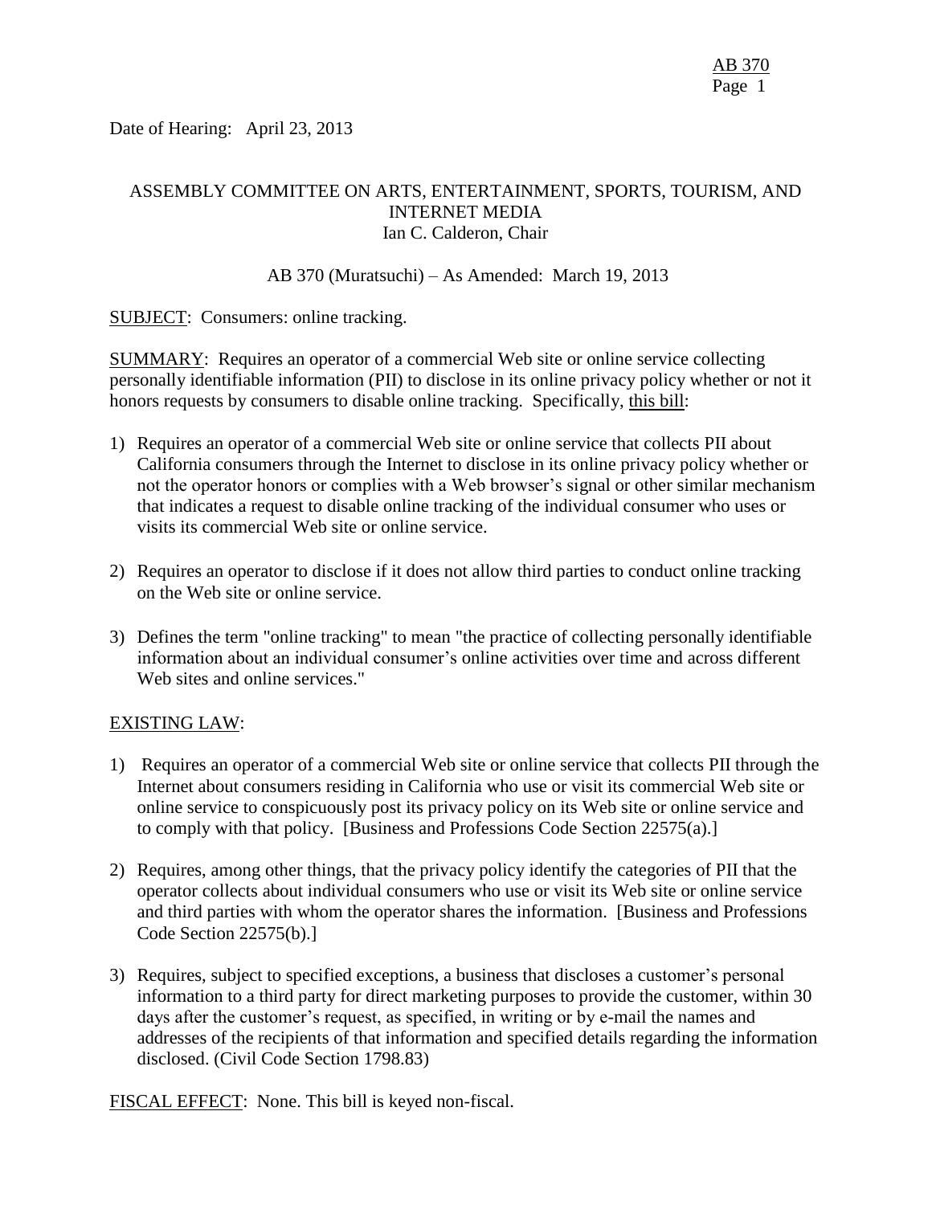Date of Hearing: April 23, 2013

ASSEMBLY COMMITTEE ON ARTS, ENTERTAINMENT, SPORTS, TOURISM, AND INTERNET MEDIA
Ian C. Calderon, Chair

AB 370 (Muratsuchi) – As Amended: March 19, 2013

SUBJECT: Consumers: online tracking.

SUMMARY: Requires an operator of a commercial Web site or online service collecting personally identifiable information (PII) to disclose in its online privacy policy whether or not it honors requests by consumers to disable online tracking. Specifically, this bill:

1) Requires an operator of a commercial Web site or online service that collects PII about California consumers through the Internet to disclose in its online privacy policy whether or not the operator honors or complies with a Web browser's signal or other similar mechanism that indicates a request to disable online tracking of the individual consumer who uses or visits its commercial Web site or online service.

2) Requires an operator to disclose if it does not allow third parties to conduct online tracking on the Web site or online service.

3) Defines the term "online tracking" to mean "the practice of collecting personally identifiable information about an individual consumer's online activities over time and across different Web sites and online services."

EXISTING LAW:

1) Requires an operator of a commercial Web site or online service that collects PII through the Internet about consumers residing in California who use or visit its commercial Web site or online service to conspicuously post its privacy policy on its Web site or online service and to comply with that policy. [Business and Professions Code Section 22575(a).]

2) Requires, among other things, that the privacy policy identify the categories of PII that the operator collects about individual consumers who use or visit its Web site or online service and third parties with whom the operator shares the information. [Business and Professions Code Section 22575(b).]

3) Requires, subject to specified exceptions, a business that discloses a customer's personal information to a third party for direct marketing purposes to provide the customer, within 30 days after the customer's request, as specified, in writing or by e-mail the names and addresses of the recipients of that information and specified details regarding the information disclosed. (Civil Code Section 1798.83)

FISCAL EFFECT: None. This bill is keyed non-fiscal.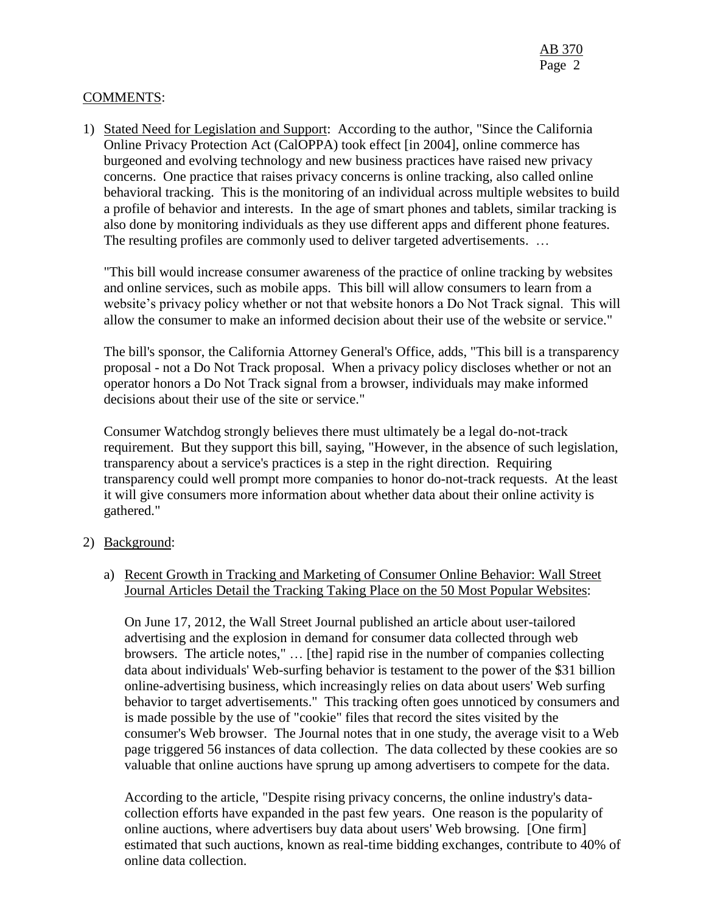COMMENTS:

1) Stated Need for Legislation and Support: According to the author, "Since the California Online Privacy Protection Act (CalOPPA) took effect [in 2004], online commerce has burgeoned and evolving technology and new business practices have raised new privacy concerns. One practice that raises privacy concerns is online tracking, also called online behavioral tracking. This is the monitoring of an individual across multiple websites to build a profile of behavior and interests. In the age of smart phones and tablets, similar tracking is also done by monitoring individuals as they use different apps and different phone features. The resulting profiles are commonly used to deliver targeted advertisements. …

   "This bill would increase consumer awareness of the practice of online tracking by websites and online services, such as mobile apps. This bill will allow consumers to learn from a website's privacy policy whether or not that website honors a Do Not Track signal. This will allow the consumer to make an informed decision about their use of the website or service."

   The bill's sponsor, the California Attorney General's Office, adds, "This bill is a transparency proposal - not a Do Not Track proposal. When a privacy policy discloses whether or not an operator honors a Do Not Track signal from a browser, individuals may make informed decisions about their use of the site or service."

   Consumer Watchdog strongly believes there must ultimately be a legal do-not-track requirement. But they support this bill, saying, "However, in the absence of such legislation, transparency about a service's practices is a step in the right direction. Requiring transparency could well prompt more companies to honor do-not-track requests. At the least it will give consumers more information about whether data about their online activity is gathered."

2) Background:

   a) Recent Growth in Tracking and Marketing of Consumer Online Behavior: Wall Street Journal Articles Detail the Tracking Taking Place on the 50 Most Popular Websites:

      On June 17, 2012, the Wall Street Journal published an article about user-tailored advertising and the explosion in demand for consumer data collected through web browsers. The article notes," … [the] rapid rise in the number of companies collecting data about individuals' Web-surfing behavior is testament to the power of the $31 billion online-advertising business, which increasingly relies on data about users' Web surfing behavior to target advertisements." This tracking often goes unnoticed by consumers and is made possible by the use of "cookie" files that record the sites visited by the consumer's Web browser. The Journal notes that in one study, the average visit to a Web page triggered 56 instances of data collection. The data collected by these cookies are so valuable that online auctions have sprung up among advertisers to compete for the data.

      According to the article, "Despite rising privacy concerns, the online industry's data-collection efforts have expanded in the past few years. One reason is the popularity of online auctions, where advertisers buy data about users' Web browsing. [One firm] estimated that such auctions, known as real-time bidding exchanges, contribute to 40% of online data collection.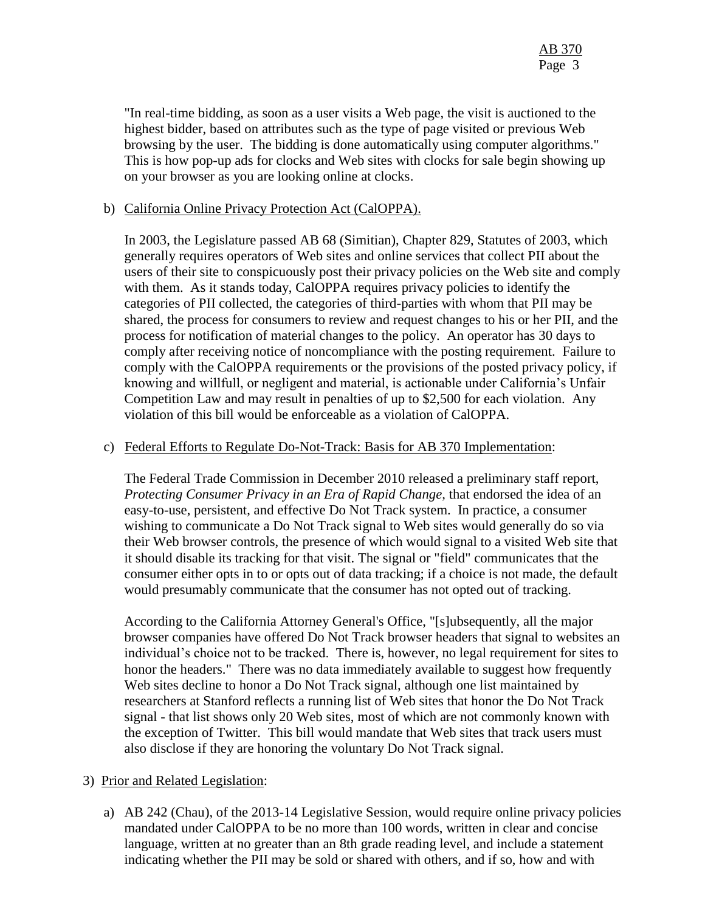"In real-time bidding, as soon as a user visits a Web page, the visit is auctioned to the highest bidder, based on attributes such as the type of page visited or previous Web browsing by the user. The bidding is done automatically using computer algorithms." This is how pop-up ads for clocks and Web sites with clocks for sale begin showing up on your browser as you are looking online at clocks.

b) California Online Privacy Protection Act (CalOPPA).

In 2003, the Legislature passed AB 68 (Simitian), Chapter 829, Statutes of 2003, which generally requires operators of Web sites and online services that collect PII about the users of their site to conspicuously post their privacy policies on the Web site and comply with them. As it stands today, CalOPPA requires privacy policies to identify the categories of PII collected, the categories of third-parties with whom that PII may be shared, the process for consumers to review and request changes to his or her PII, and the process for notification of material changes to the policy. An operator has 30 days to comply after receiving notice of noncompliance with the posting requirement. Failure to comply with the CalOPPA requirements or the provisions of the posted privacy policy, if knowing and willfull, or negligent and material, is actionable under California's Unfair Competition Law and may result in penalties of up to $2,500 for each violation. Any violation of this bill would be enforceable as a violation of CalOPPA.

c) Federal Efforts to Regulate Do-Not-Track: Basis for AB 370 Implementation:

The Federal Trade Commission in December 2010 released a preliminary staff report, *Protecting Consumer Privacy in an Era of Rapid Change*, that endorsed the idea of an easy-to-use, persistent, and effective Do Not Track system. In practice, a consumer wishing to communicate a Do Not Track signal to Web sites would generally do so via their Web browser controls, the presence of which would signal to a visited Web site that it should disable its tracking for that visit. The signal or "field" communicates that the consumer either opts in to or opts out of data tracking; if a choice is not made, the default would presumably communicate that the consumer has not opted out of tracking.

According to the California Attorney General's Office, "[s]ubsequently, all the major browser companies have offered Do Not Track browser headers that signal to websites an individual's choice not to be tracked. There is, however, no legal requirement for sites to honor the headers." There was no data immediately available to suggest how frequently Web sites decline to honor a Do Not Track signal, although one list maintained by researchers at Stanford reflects a running list of Web sites that honor the Do Not Track signal - that list shows only 20 Web sites, most of which are not commonly known with the exception of Twitter. This bill would mandate that Web sites that track users must also disclose if they are honoring the voluntary Do Not Track signal.

3) Prior and Related Legislation:

a) AB 242 (Chau), of the 2013-14 Legislative Session, would require online privacy policies mandated under CalOPPA to be no more than 100 words, written in clear and concise language, written at no greater than an 8th grade reading level, and include a statement indicating whether the PII may be sold or shared with others, and if so, how and with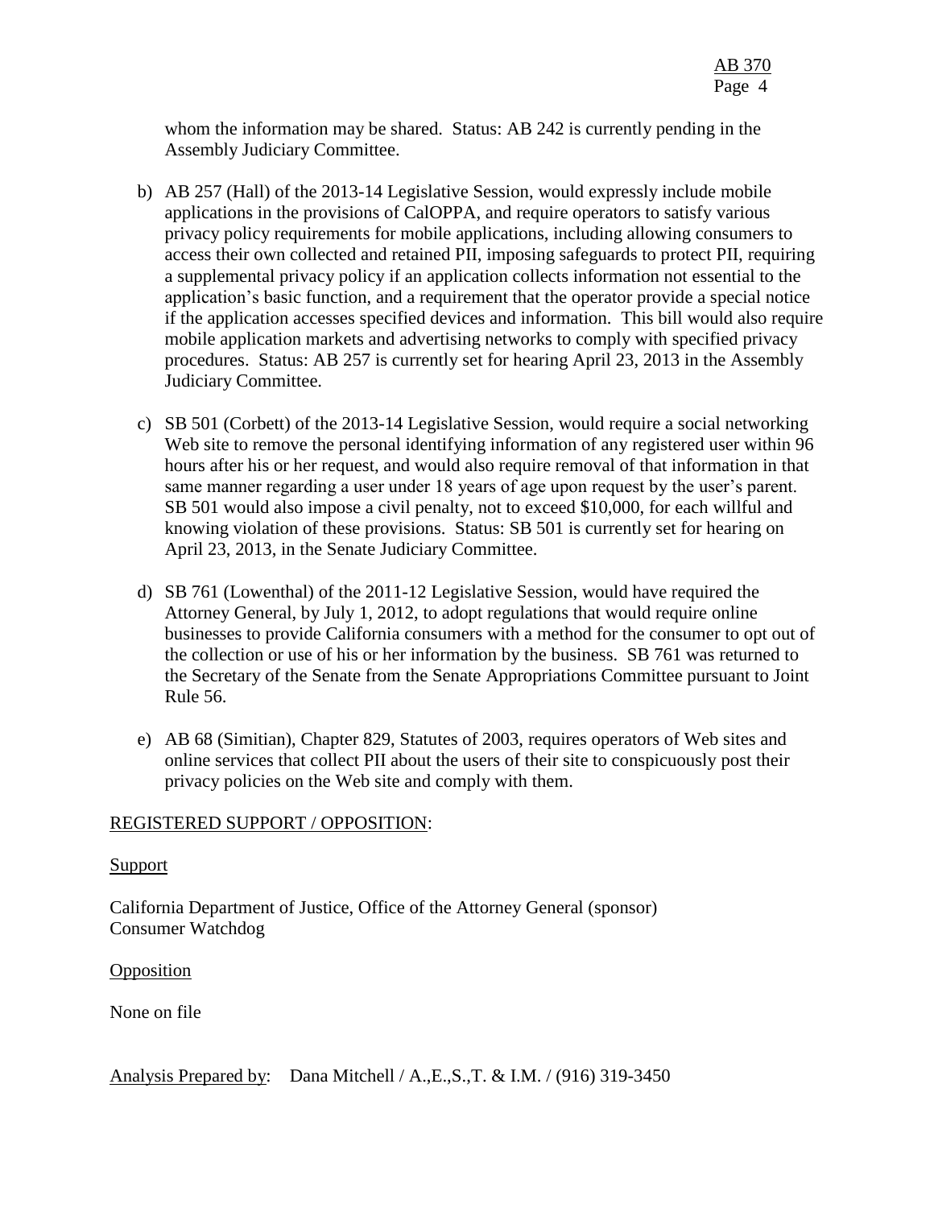whom the information may be shared. Status: AB 242 is currently pending in the Assembly Judiciary Committee.

b) AB 257 (Hall) of the 2013-14 Legislative Session, would expressly include mobile applications in the provisions of CalOPPA, and require operators to satisfy various privacy policy requirements for mobile applications, including allowing consumers to access their own collected and retained PII, imposing safeguards to protect PII, requiring a supplemental privacy policy if an application collects information not essential to the application's basic function, and a requirement that the operator provide a special notice if the application accesses specified devices and information. This bill would also require mobile application markets and advertising networks to comply with specified privacy procedures. Status: AB 257 is currently set for hearing April 23, 2013 in the Assembly Judiciary Committee.

c) SB 501 (Corbett) of the 2013-14 Legislative Session, would require a social networking Web site to remove the personal identifying information of any registered user within 96 hours after his or her request, and would also require removal of that information in that same manner regarding a user under 18 years of age upon request by the user's parent. SB 501 would also impose a civil penalty, not to exceed $10,000, for each willful and knowing violation of these provisions. Status: SB 501 is currently set for hearing on April 23, 2013, in the Senate Judiciary Committee.

d) SB 761 (Lowenthal) of the 2011-12 Legislative Session, would have required the Attorney General, by July 1, 2012, to adopt regulations that would require online businesses to provide California consumers with a method for the consumer to opt out of the collection or use of his or her information by the business. SB 761 was returned to the Secretary of the Senate from the Senate Appropriations Committee pursuant to Joint Rule 56.

e) AB 68 (Simitian), Chapter 829, Statutes of 2003, requires operators of Web sites and online services that collect PII about the users of their site to conspicuously post their privacy policies on the Web site and comply with them.

REGISTERED SUPPORT / OPPOSITION:

Support

California Department of Justice, Office of the Attorney General (sponsor)
Consumer Watchdog

Opposition

None on file

Analysis Prepared by: Dana Mitchell / A.,E.,S.,T. & I.M. / (916) 319-3450